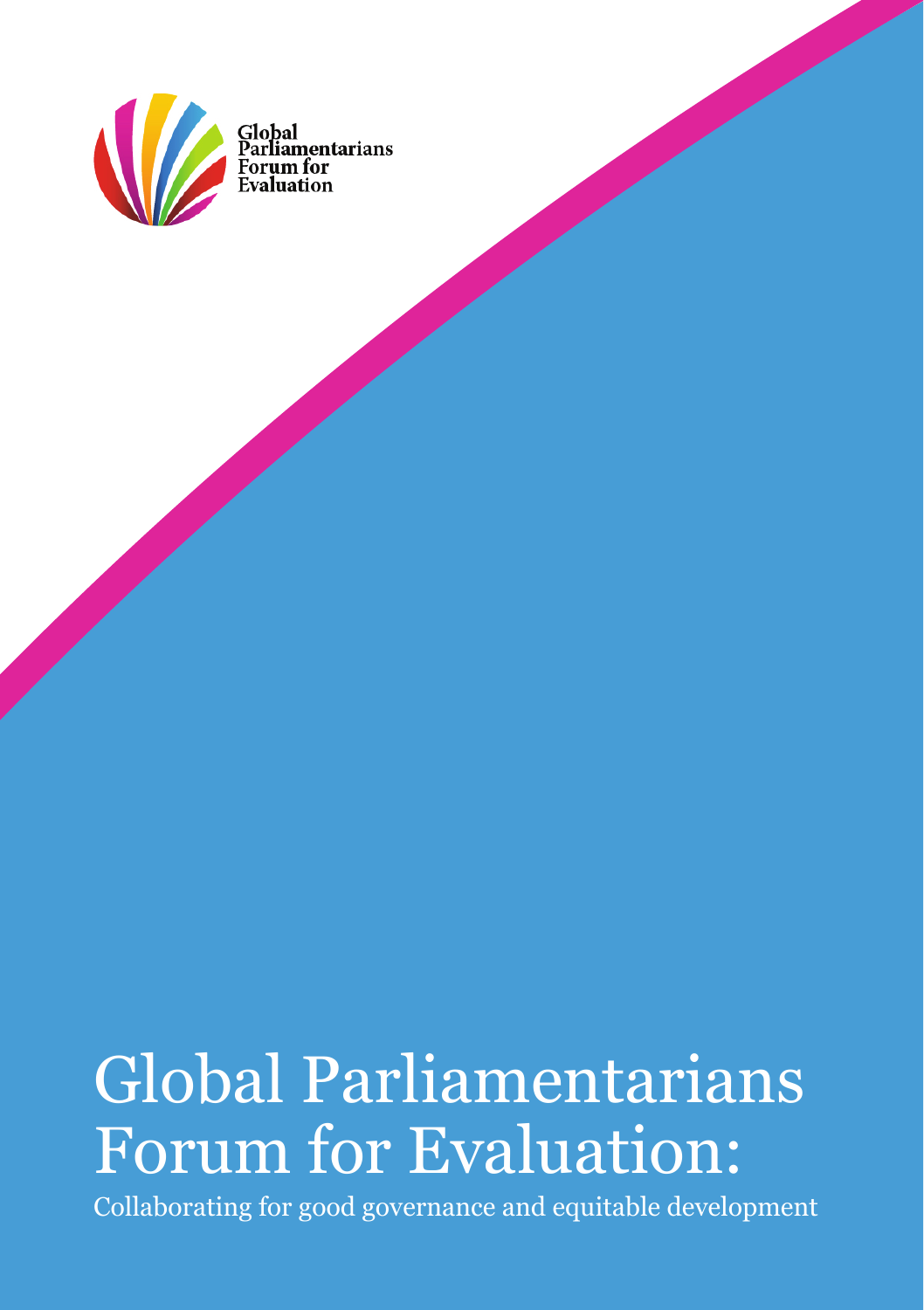Global Parliamentarians Forum for Evaluation

# Global Parliamentarians Forum for Evaluation:

Collaborating for good governance and equitable development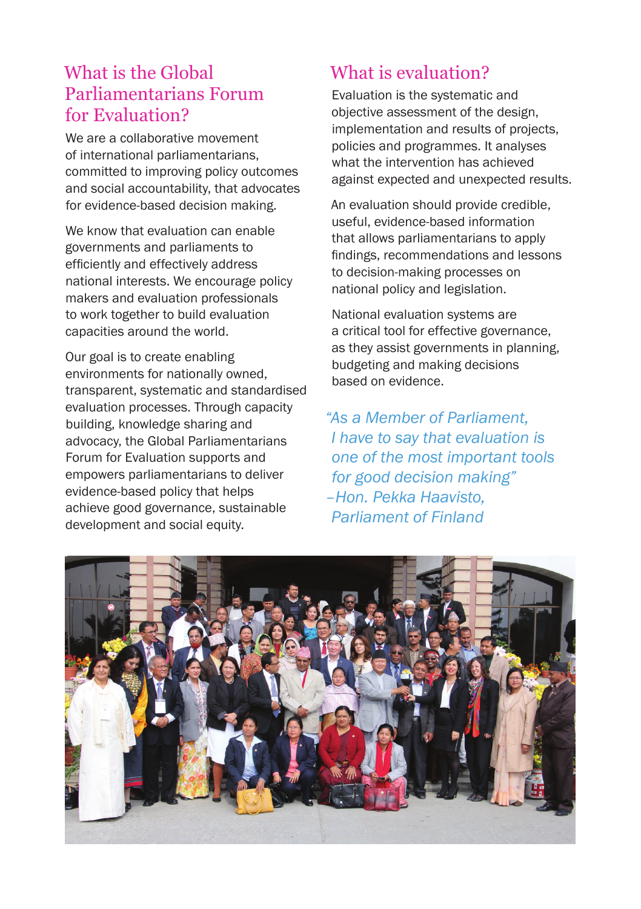## What is the Global Parliamentarians Forum for Evaluation?

We are a collaborative movement of international parliamentarians, committed to improving policy outcomes and social accountability, that advocates for evidence-based decision making.

We know that evaluation can enable governments and parliaments to efficiently and effectively address national interests. We encourage policy makers and evaluation professionals to work together to build evaluation capacities around the world.

Our goal is to create enabling environments for nationally owned, transparent, systematic and standardised evaluation processes. Through capacity building, knowledge sharing and advocacy, the Global Parliamentarians Forum for Evaluation supports and empowers parliamentarians to deliver evidence-based policy that helps achieve good governance, sustainable development and social equity.

## What is evaluation?

Evaluation is the systematic and objective assessment of the design, implementation and results of projects, policies and programmes. It analyses what the intervention has achieved against expected and unexpected results.

An evaluation should provide credible, useful, evidence-based information that allows parliamentarians to apply findings, recommendations and lessons to decision-making processes on national policy and legislation.

National evaluation systems are a critical tool for effective governance, as they assist governments in planning, budgeting and making decisions based on evidence.

*"As a Member of Parliament, I have to say that evaluation is one of the most important tools for good decision making"*
*–Hon. Pekka Haavisto, Parliament of Finland*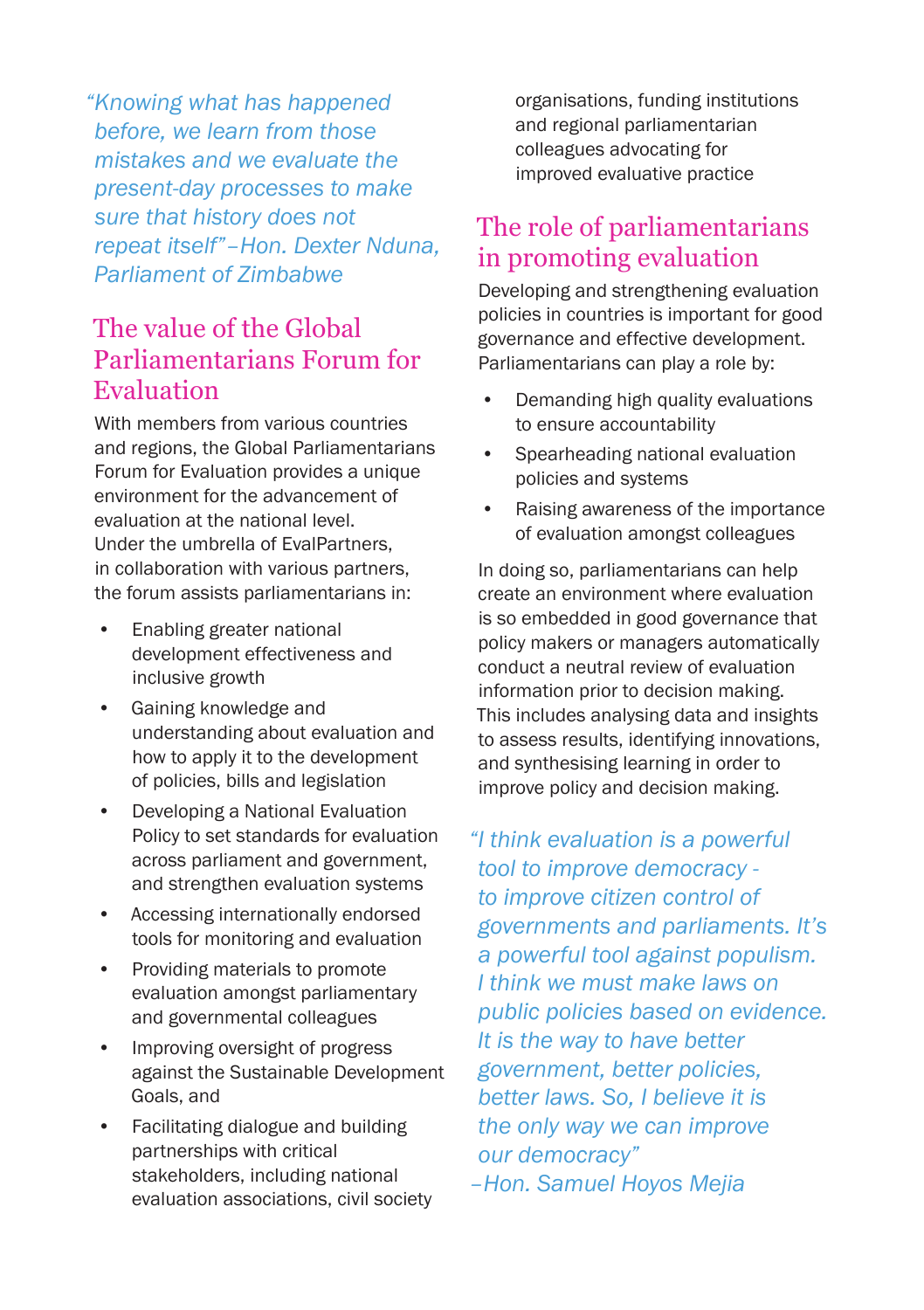*"Knowing what has happened before, we learn from those mistakes and we evaluate the present-day processes to make sure that history does not repeat itself" –Hon. Dexter Nduna, Parliament of Zimbabwe*

## The value of the Global Parliamentarians Forum for Evaluation

With members from various countries and regions, the Global Parliamentarians Forum for Evaluation provides a unique environment for the advancement of evaluation at the national level. Under the umbrella of EvalPartners, in collaboration with various partners, the forum assists parliamentarians in:

- Enabling greater national development effectiveness and inclusive growth
- Gaining knowledge and understanding about evaluation and how to apply it to the development of policies, bills and legislation
- Developing a National Evaluation Policy to set standards for evaluation across parliament and government, and strengthen evaluation systems
- Accessing internationally endorsed tools for monitoring and evaluation
- Providing materials to promote evaluation amongst parliamentary and governmental colleagues
- Improving oversight of progress against the Sustainable Development Goals, and
- Facilitating dialogue and building partnerships with critical stakeholders, including national evaluation associations, civil society organisations, funding institutions and regional parliamentarian colleagues advocating for improved evaluative practice

## The role of parliamentarians in promoting evaluation

Developing and strengthening evaluation policies in countries is important for good governance and effective development. Parliamentarians can play a role by:

- Demanding high quality evaluations to ensure accountability
- Spearheading national evaluation policies and systems
- Raising awareness of the importance of evaluation amongst colleagues

In doing so, parliamentarians can help create an environment where evaluation is so embedded in good governance that policy makers or managers automatically conduct a neutral review of evaluation information prior to decision making. This includes analysing data and insights to assess results, identifying innovations, and synthesising learning in order to improve policy and decision making.

*"I think evaluation is a powerful tool to improve democracy - to improve citizen control of governments and parliaments. It's a powerful tool against populism. I think we must make laws on public policies based on evidence. It is the way to have better government, better policies, better laws. So, I believe it is the only way we can improve our democracy" –Hon. Samuel Hoyos Mejia*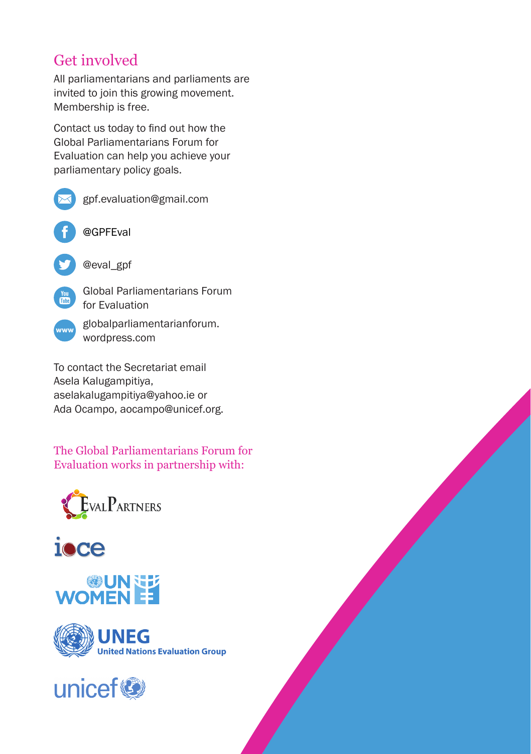## Get involved

All parliamentarians and parliaments are invited to join this growing movement. Membership is free.

Contact us today to find out how the Global Parliamentarians Forum for Evaluation can help you achieve your parliamentary policy goals.

gpf.evaluation@gmail.com

@GPFEval

@eval_gpf

Global Parliamentarians Forum for Evaluation

globalparliamentarianforum.wordpress.com

To contact the Secretariat email Asela Kalugampitiya, aselakalugampitiya@yahoo.ie or Ada Ocampo, aocampo@unicef.org.

The Global Parliamentarians Forum for Evaluation works in partnership with:

EvalPartners

ioce

UN Women

UNEG United Nations Evaluation Group

unicef